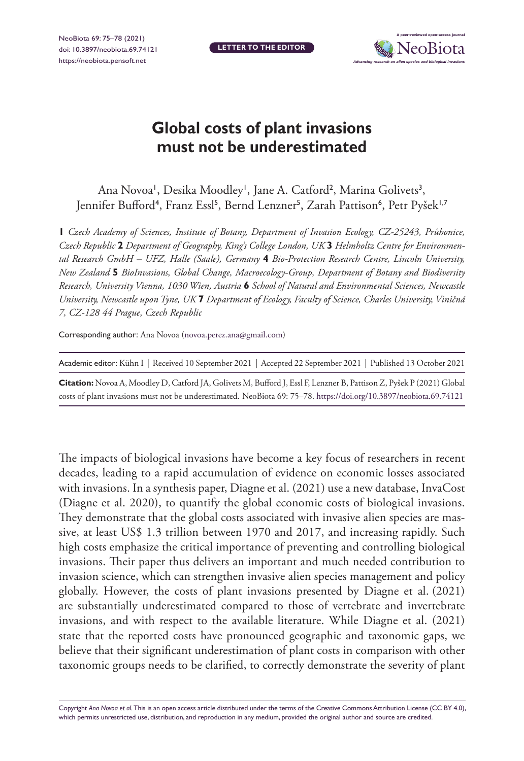LETTER TO THE EDITOR

# Global costs of plant invasions must not be underestimated

Ana Novoa[1], Desika Moodley[1], Jane A. Catford[2], Marina Golivets[3], Jennifer Bufford[4], Franz Essl[5], Bernd Lenzner[5], Zarah Pattison[6], Petr Pyšek[1,7]

**1** *Czech Academy of Sciences, Institute of Botany, Department of Invasion Ecology, CZ-25243, Průhonice, Czech Republic* **2** *Department of Geography, King's College London, UK* **3** *Helmholtz Centre for Environmental Research GmbH – UFZ, Halle (Saale), Germany* **4** *Bio-Protection Research Centre, Lincoln University, New Zealand* **5** *BioInvasions, Global Change, Macroecology-Group, Department of Botany and Biodiversity Research, University Vienna, 1030 Wien, Austria* **6** *School of Natural and Environmental Sciences, Newcastle University, Newcastle upon Tyne, UK* **7** *Department of Ecology, Faculty of Science, Charles University, Viničná 7, CZ-128 44 Prague, Czech Republic*

Corresponding author: Ana Novoa (novoa.perez.ana@gmail.com)

Academic editor: Kühn I | Received 10 September 2021 | Accepted 22 September 2021 | Published 13 October 2021

**Citation:** Novoa A, Moodley D, Catford JA, Golivets M, Bufford J, Essl F, Lenzner B, Pattison Z, Pyšek P (2021) Global costs of plant invasions must not be underestimated. NeoBiota 69: 75–78. https://doi.org/10.3897/neobiota.69.74121

The impacts of biological invasions have become a key focus of researchers in recent decades, leading to a rapid accumulation of evidence on economic losses associated with invasions. In a synthesis paper, Diagne et al. (2021) use a new database, InvaCost (Diagne et al. 2020), to quantify the global economic costs of biological invasions. They demonstrate that the global costs associated with invasive alien species are massive, at least US$ 1.3 trillion between 1970 and 2017, and increasing rapidly. Such high costs emphasize the critical importance of preventing and controlling biological invasions. Their paper thus delivers an important and much needed contribution to invasion science, which can strengthen invasive alien species management and policy globally. However, the costs of plant invasions presented by Diagne et al. (2021) are substantially underestimated compared to those of vertebrate and invertebrate invasions, and with respect to the available literature. While Diagne et al. (2021) state that the reported costs have pronounced geographic and taxonomic gaps, we believe that their significant underestimation of plant costs in comparison with other taxonomic groups needs to be clarified, to correctly demonstrate the severity of plant

Copyright *Ana Novoa et al.* This is an open access article distributed under the terms of the Creative Commons Attribution License (CC BY 4.0), which permits unrestricted use, distribution, and reproduction in any medium, provided the original author and source are credited.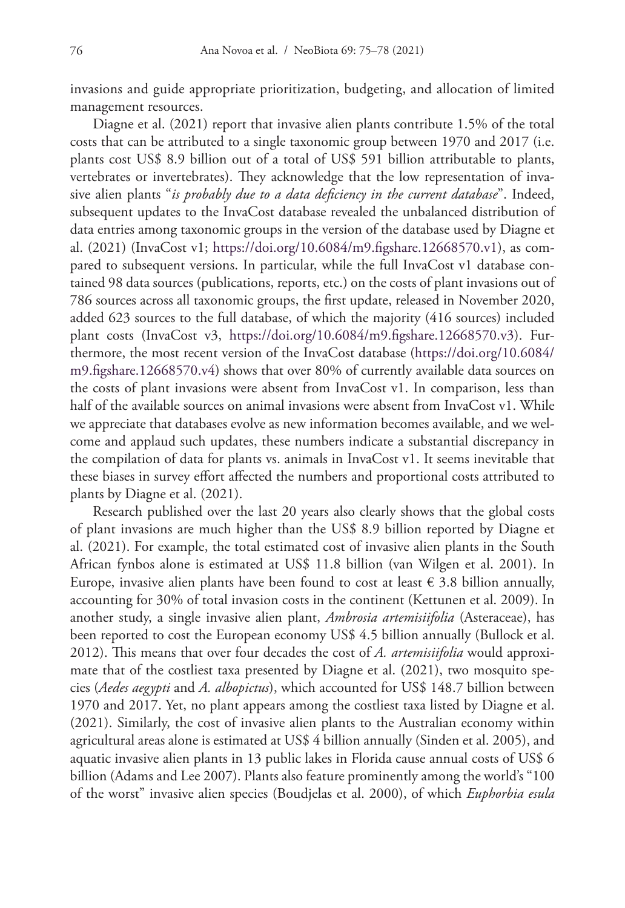invasions and guide appropriate prioritization, budgeting, and allocation of limited management resources.

Diagne et al. (2021) report that invasive alien plants contribute 1.5% of the total costs that can be attributed to a single taxonomic group between 1970 and 2017 (i.e. plants cost US$ 8.9 billion out of a total of US$ 591 billion attributable to plants, vertebrates or invertebrates). They acknowledge that the low representation of invasive alien plants "*is probably due to a data deficiency in the current database*". Indeed, subsequent updates to the InvaCost database revealed the unbalanced distribution of data entries among taxonomic groups in the version of the database used by Diagne et al. (2021) (InvaCost v1; https://doi.org/10.6084/m9.figshare.12668570.v1), as compared to subsequent versions. In particular, while the full InvaCost v1 database contained 98 data sources (publications, reports, etc.) on the costs of plant invasions out of 786 sources across all taxonomic groups, the first update, released in November 2020, added 623 sources to the full database, of which the majority (416 sources) included plant costs (InvaCost v3, https://doi.org/10.6084/m9.figshare.12668570.v3). Furthermore, the most recent version of the InvaCost database (https://doi.org/10.6084/m9.figshare.12668570.v4) shows that over 80% of currently available data sources on the costs of plant invasions were absent from InvaCost v1. In comparison, less than half of the available sources on animal invasions were absent from InvaCost v1. While we appreciate that databases evolve as new information becomes available, and we welcome and applaud such updates, these numbers indicate a substantial discrepancy in the compilation of data for plants vs. animals in InvaCost v1. It seems inevitable that these biases in survey effort affected the numbers and proportional costs attributed to plants by Diagne et al. (2021).

Research published over the last 20 years also clearly shows that the global costs of plant invasions are much higher than the US$ 8.9 billion reported by Diagne et al. (2021). For example, the total estimated cost of invasive alien plants in the South African fynbos alone is estimated at US$ 11.8 billion (van Wilgen et al. 2001). In Europe, invasive alien plants have been found to cost at least € 3.8 billion annually, accounting for 30% of total invasion costs in the continent (Kettunen et al. 2009). In another study, a single invasive alien plant, *Ambrosia artemisiifolia* (Asteraceae), has been reported to cost the European economy US$ 4.5 billion annually (Bullock et al. 2012). This means that over four decades the cost of *A. artemisiifolia* would approximate that of the costliest taxa presented by Diagne et al. (2021), two mosquito species (*Aedes aegypti* and *A. albopictus*), which accounted for US$ 148.7 billion between 1970 and 2017. Yet, no plant appears among the costliest taxa listed by Diagne et al. (2021). Similarly, the cost of invasive alien plants to the Australian economy within agricultural areas alone is estimated at US$ 4 billion annually (Sinden et al. 2005), and aquatic invasive alien plants in 13 public lakes in Florida cause annual costs of US$ 6 billion (Adams and Lee 2007). Plants also feature prominently among the world's "100 of the worst" invasive alien species (Boudjelas et al. 2000), of which *Euphorbia esula*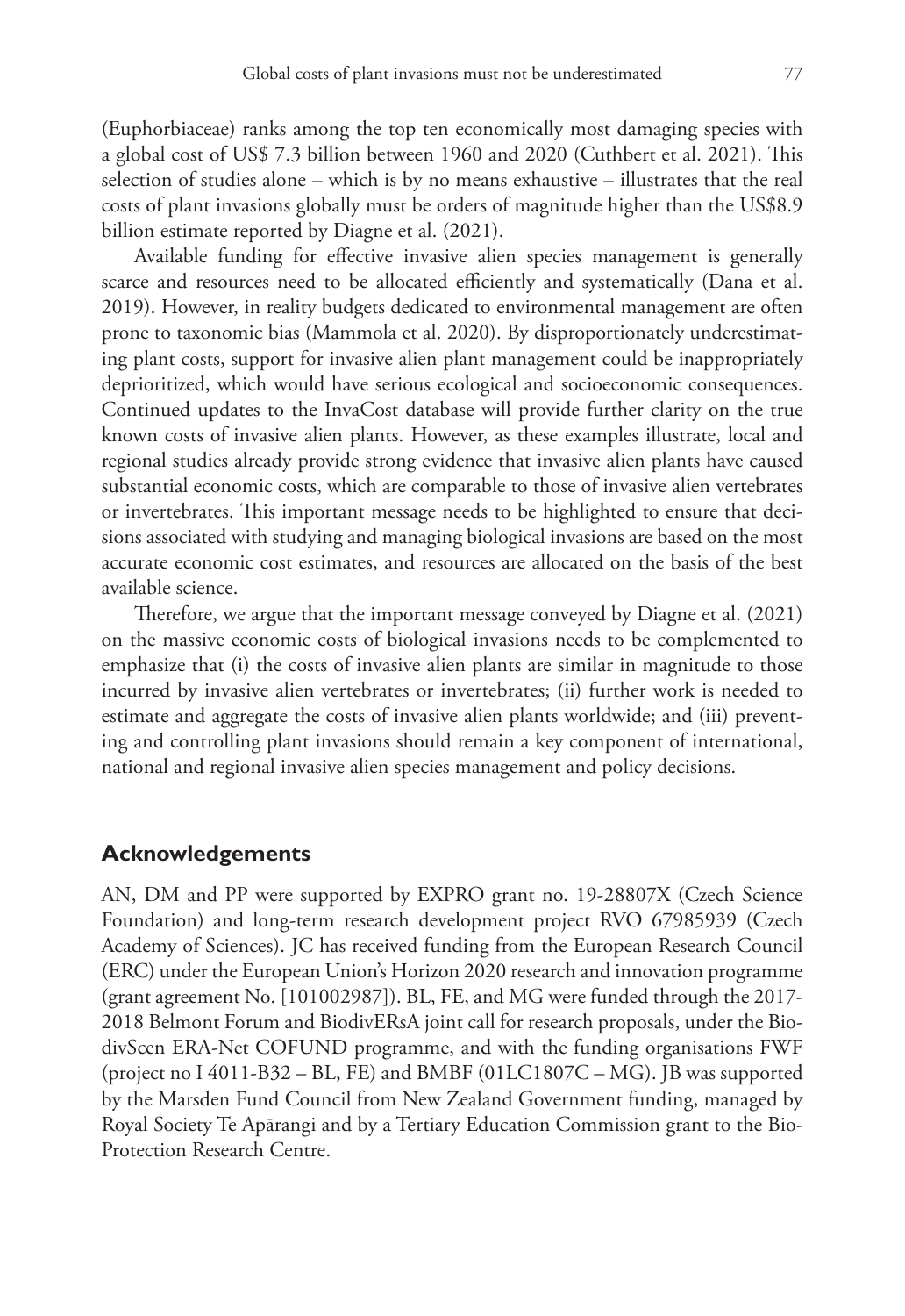(Euphorbiaceae) ranks among the top ten economically most damaging species with a global cost of US$ 7.3 billion between 1960 and 2020 (Cuthbert et al. 2021). This selection of studies alone – which is by no means exhaustive – illustrates that the real costs of plant invasions globally must be orders of magnitude higher than the US$8.9 billion estimate reported by Diagne et al. (2021).

Available funding for effective invasive alien species management is generally scarce and resources need to be allocated efficiently and systematically (Dana et al. 2019). However, in reality budgets dedicated to environmental management are often prone to taxonomic bias (Mammola et al. 2020). By disproportionately underestimating plant costs, support for invasive alien plant management could be inappropriately deprioritized, which would have serious ecological and socioeconomic consequences. Continued updates to the InvaCost database will provide further clarity on the true known costs of invasive alien plants. However, as these examples illustrate, local and regional studies already provide strong evidence that invasive alien plants have caused substantial economic costs, which are comparable to those of invasive alien vertebrates or invertebrates. This important message needs to be highlighted to ensure that decisions associated with studying and managing biological invasions are based on the most accurate economic cost estimates, and resources are allocated on the basis of the best available science.

Therefore, we argue that the important message conveyed by Diagne et al. (2021) on the massive economic costs of biological invasions needs to be complemented to emphasize that (i) the costs of invasive alien plants are similar in magnitude to those incurred by invasive alien vertebrates or invertebrates; (ii) further work is needed to estimate and aggregate the costs of invasive alien plants worldwide; and (iii) preventing and controlling plant invasions should remain a key component of international, national and regional invasive alien species management and policy decisions.

## Acknowledgements

AN, DM and PP were supported by EXPRO grant no. 19-28807X (Czech Science Foundation) and long-term research development project RVO 67985939 (Czech Academy of Sciences). JC has received funding from the European Research Council (ERC) under the European Union's Horizon 2020 research and innovation programme (grant agreement No. [101002987]). BL, FE, and MG were funded through the 2017-2018 Belmont Forum and BiodivERsA joint call for research proposals, under the BiodivScen ERA-Net COFUND programme, and with the funding organisations FWF (project no I 4011-B32 – BL, FE) and BMBF (01LC1807C – MG). JB was supported by the Marsden Fund Council from New Zealand Government funding, managed by Royal Society Te Apārangi and by a Tertiary Education Commission grant to the Bio-Protection Research Centre.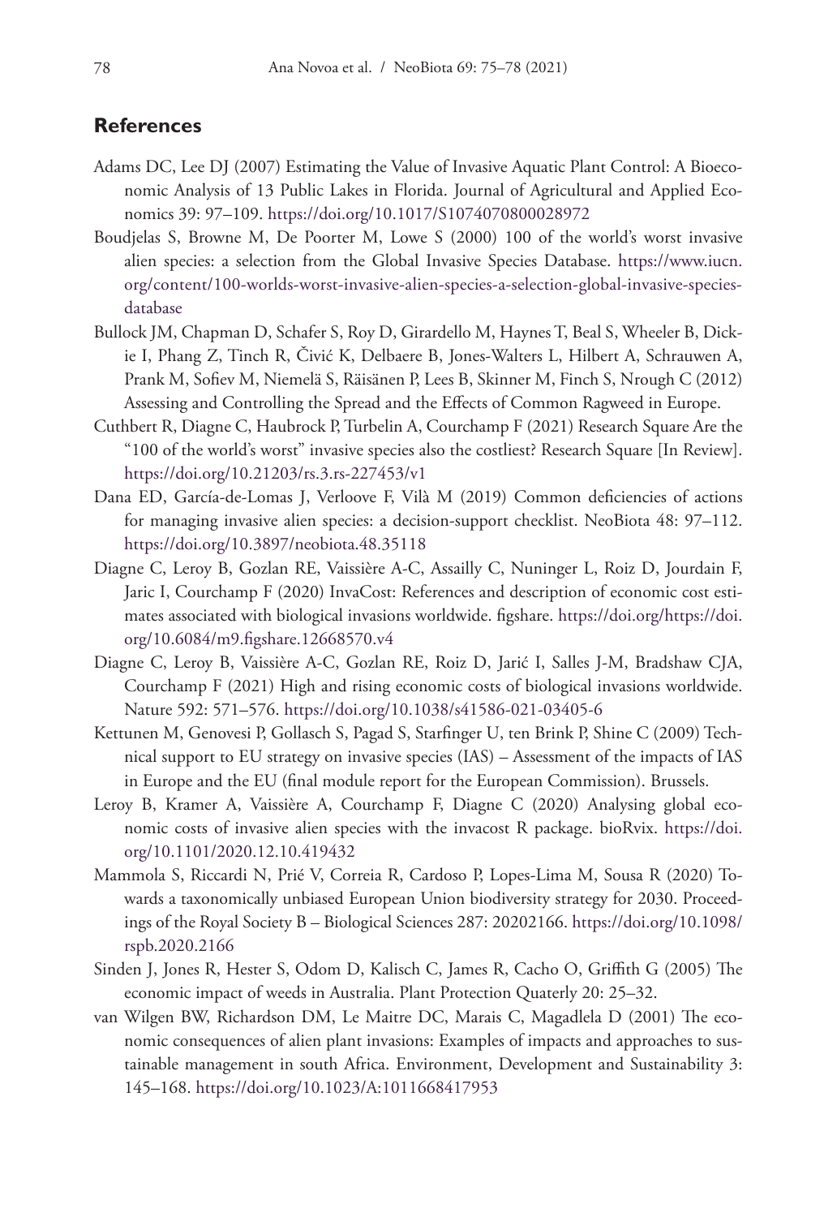## References

Adams DC, Lee DJ (2007) Estimating the Value of Invasive Aquatic Plant Control: A Bioeconomic Analysis of 13 Public Lakes in Florida. Journal of Agricultural and Applied Economics 39: 97–109. https://doi.org/10.1017/S1074070800028972

Boudjelas S, Browne M, De Poorter M, Lowe S (2000) 100 of the world's worst invasive alien species: a selection from the Global Invasive Species Database. https://www.iucn.org/content/100-worlds-worst-invasive-alien-species-a-selection-global-invasive-species-database

Bullock JM, Chapman D, Schafer S, Roy D, Girardello M, Haynes T, Beal S, Wheeler B, Dickie I, Phang Z, Tinch R, Čivić K, Delbaere B, Jones-Walters L, Hilbert A, Schrauwen A, Prank M, Sofiev M, Niemelä S, Räisänen P, Lees B, Skinner M, Finch S, Nrough C (2012) Assessing and Controlling the Spread and the Effects of Common Ragweed in Europe.

Cuthbert R, Diagne C, Haubrock P, Turbelin A, Courchamp F (2021) Research Square Are the "100 of the world's worst" invasive species also the costliest? Research Square [In Review]. https://doi.org/10.21203/rs.3.rs-227453/v1

Dana ED, García-de-Lomas J, Verloove F, Vilà M (2019) Common deficiencies of actions for managing invasive alien species: a decision-support checklist. NeoBiota 48: 97–112. https://doi.org/10.3897/neobiota.48.35118

Diagne C, Leroy B, Gozlan RE, Vaissière A-C, Assailly C, Nuninger L, Roiz D, Jourdain F, Jaric I, Courchamp F (2020) InvaCost: References and description of economic cost estimates associated with biological invasions worldwide. figshare. https://doi.org/https://doi.org/10.6084/m9.figshare.12668570.v4

Diagne C, Leroy B, Vaissière A-C, Gozlan RE, Roiz D, Jarić I, Salles J-M, Bradshaw CJA, Courchamp F (2021) High and rising economic costs of biological invasions worldwide. Nature 592: 571–576. https://doi.org/10.1038/s41586-021-03405-6

Kettunen M, Genovesi P, Gollasch S, Pagad S, Starfinger U, ten Brink P, Shine C (2009) Technical support to EU strategy on invasive species (IAS) – Assessment of the impacts of IAS in Europe and the EU (final module report for the European Commission). Brussels.

Leroy B, Kramer A, Vaissière A, Courchamp F, Diagne C (2020) Analysing global economic costs of invasive alien species with the invacost R package. bioRvix. https://doi.org/10.1101/2020.12.10.419432

Mammola S, Riccardi N, Prié V, Correia R, Cardoso P, Lopes-Lima M, Sousa R (2020) Towards a taxonomically unbiased European Union biodiversity strategy for 2030. Proceedings of the Royal Society B – Biological Sciences 287: 20202166. https://doi.org/10.1098/rspb.2020.2166

Sinden J, Jones R, Hester S, Odom D, Kalisch C, James R, Cacho O, Griffith G (2005) The economic impact of weeds in Australia. Plant Protection Quaterly 20: 25–32.

van Wilgen BW, Richardson DM, Le Maitre DC, Marais C, Magadlela D (2001) The economic consequences of alien plant invasions: Examples of impacts and approaches to sustainable management in south Africa. Environment, Development and Sustainability 3: 145–168. https://doi.org/10.1023/A:1011668417953